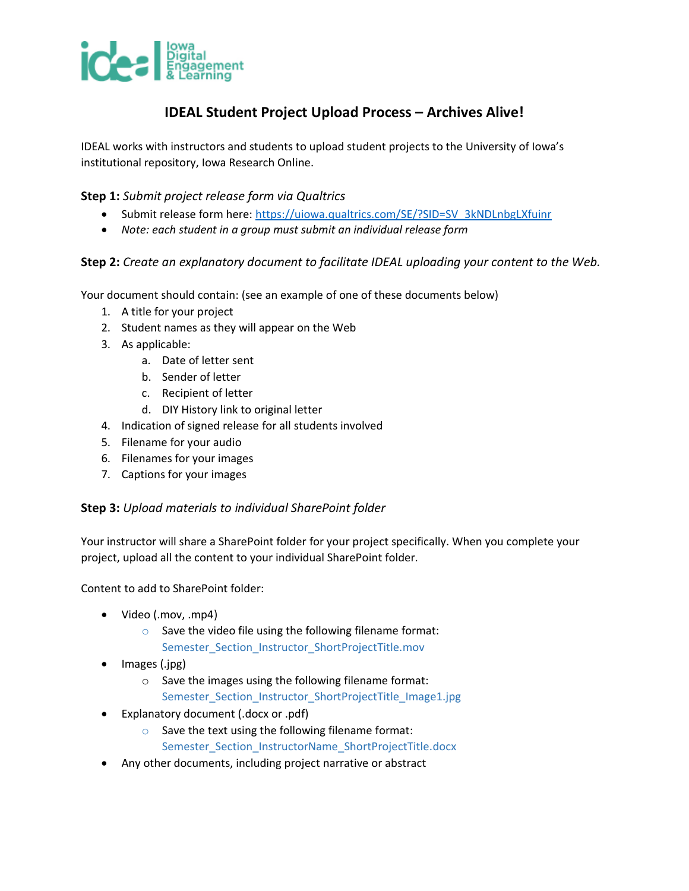# IDEAL Student Project Upload Process – Archives Alive!

IDEAL works with instructors and students to upload student projects to the University of Iowa's institutional repository, Iowa Research Online.

**Step 1:** *Submit project release form via Qualtrics*

- Submit release form here: https://uiowa.qualtrics.com/SE/?SID=SV_3kNDLnbgLXfuinr
- *Note: each student in a group must submit an individual release form*

**Step 2:** *Create an explanatory document to facilitate IDEAL uploading your content to the Web.*

Your document should contain: (see an example of one of these documents below)

1. A title for your project
2. Student names as they will appear on the Web
3. As applicable:
   a. Date of letter sent
   b. Sender of letter
   c. Recipient of letter
   d. DIY History link to original letter
4. Indication of signed release for all students involved
5. Filename for your audio
6. Filenames for your images
7. Captions for your images

**Step 3:** *Upload materials to individual SharePoint folder*

Your instructor will share a SharePoint folder for your project specifically. When you complete your project, upload all the content to your individual SharePoint folder.

Content to add to SharePoint folder:

- Video (.mov, .mp4)
  - Save the video file using the following filename format: Semester_Section_Instructor_ShortProjectTitle.mov
- Images (.jpg)
  - Save the images using the following filename format: Semester_Section_Instructor_ShortProjectTitle_Image1.jpg
- Explanatory document (.docx or .pdf)
  - Save the text using the following filename format: Semester_Section_InstructorName_ShortProjectTitle.docx
- Any other documents, including project narrative or abstract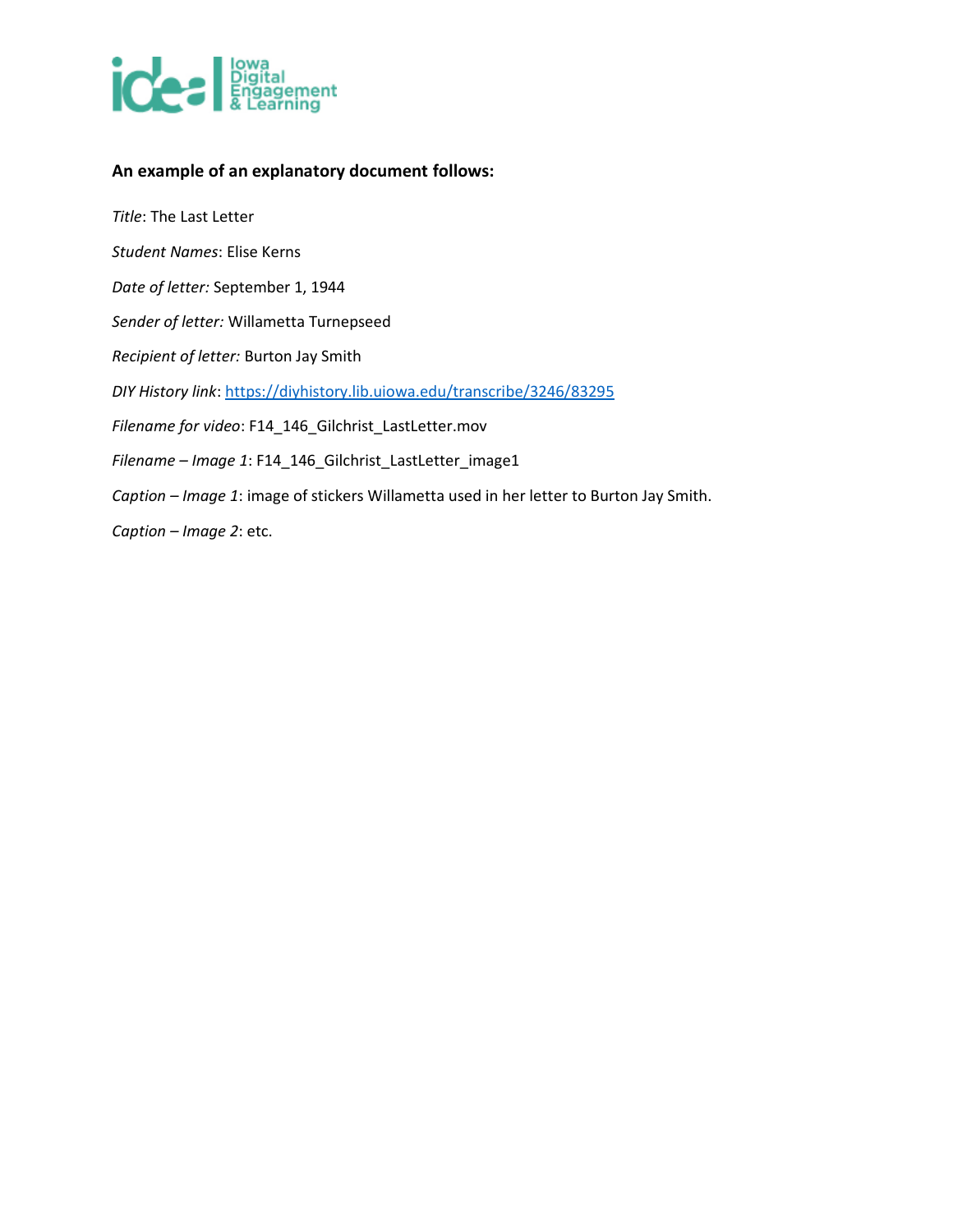**An example of an explanatory document follows:**

*Title*: The Last Letter

*Student Names*: Elise Kerns

*Date of letter:* September 1, 1944

*Sender of letter:* Willametta Turnepseed

*Recipient of letter:* Burton Jay Smith

*DIY History link*: https://diyhistory.lib.uiowa.edu/transcribe/3246/83295

*Filename for video*: F14_146_Gilchrist_LastLetter.mov

*Filename – Image 1*: F14_146_Gilchrist_LastLetter_image1

*Caption – Image 1*: image of stickers Willametta used in her letter to Burton Jay Smith.

*Caption – Image 2*: etc.